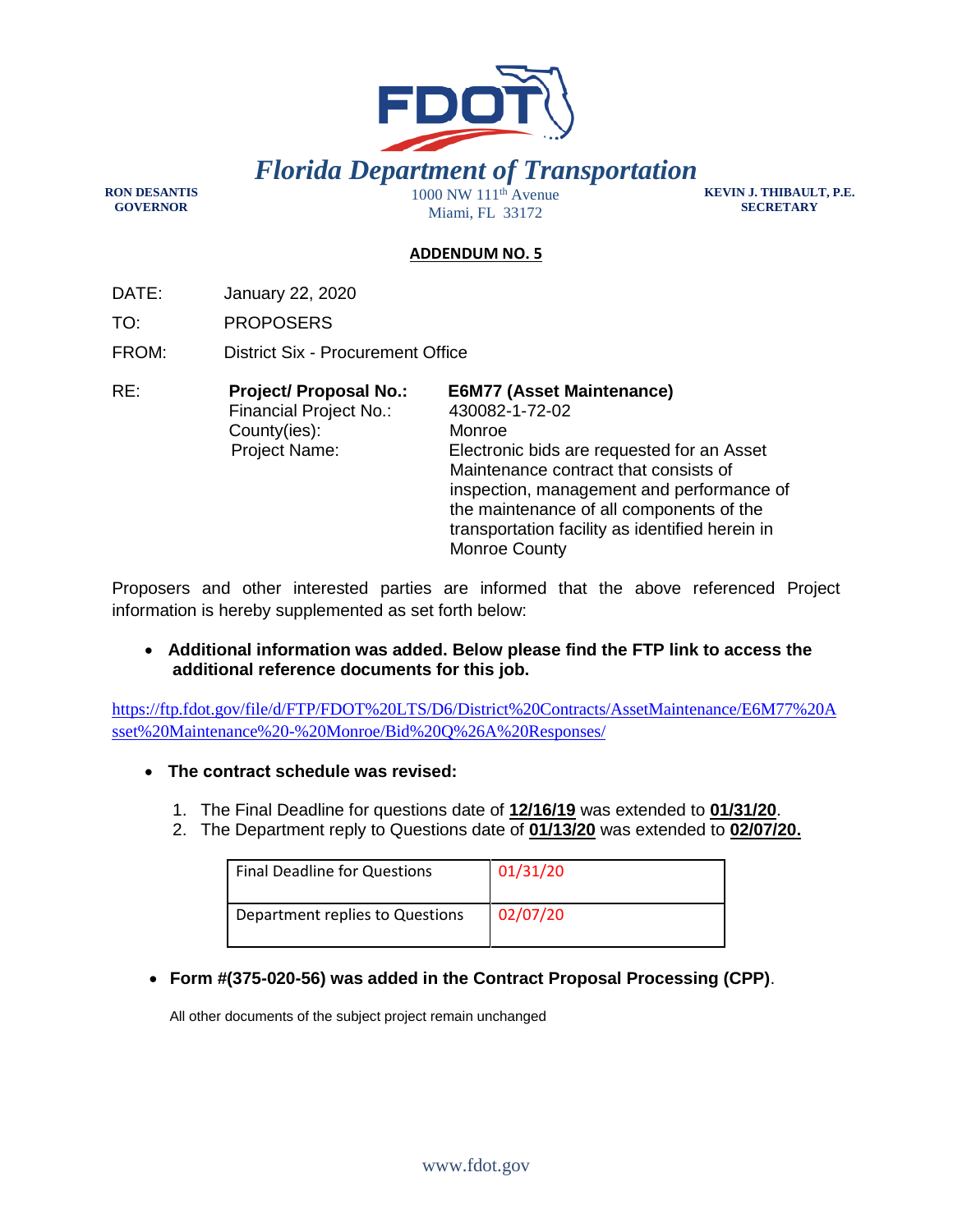# Florida Department of Transportation

**RON DESANTIS**
**GOVERNOR**

1000 NW 111th Avenue
Miami, FL 33172

**KEVIN J. THIBAULT, P.E.**
**SECRETARY**

## ADDENDUM NO. 5

DATE: January 22, 2020

TO: PROPOSERS

FROM: District Six - Procurement Office

RE:

| | |
|---|---|
| **Project/ Proposal No.:** | **E6M77 (Asset Maintenance)** |
| Financial Project No.: | 430082-1-72-02 |
| County(ies): | Monroe |
| Project Name: | Electronic bids are requested for an Asset Maintenance contract that consists of inspection, management and performance of the maintenance of all components of the transportation facility as identified herein in Monroe County |

Proposers and other interested parties are informed that the above referenced Project information is hereby supplemented as set forth below:

- **Additional information was added. Below please find the FTP link to access the additional reference documents for this job.**

https://ftp.fdot.gov/file/d/FTP/FDOT%20LTS/D6/District%20Contracts/AssetMaintenance/E6M77%20Asset%20Maintenance%20-%20Monroe/Bid%20Q%26A%20Responses/

- **The contract schedule was revised:**

1. The Final Deadline for questions date of **12/16/19** was extended to **01/31/20**.
2. The Department reply to Questions date of **01/13/20** was extended to **02/07/20.**

| | |
|---|---|
| Final Deadline for Questions | 01/31/20 |
| Department replies to Questions | 02/07/20 |

- **Form #(375-020-56) was added in the Contract Proposal Processing (CPP)**.

All other documents of the subject project remain unchanged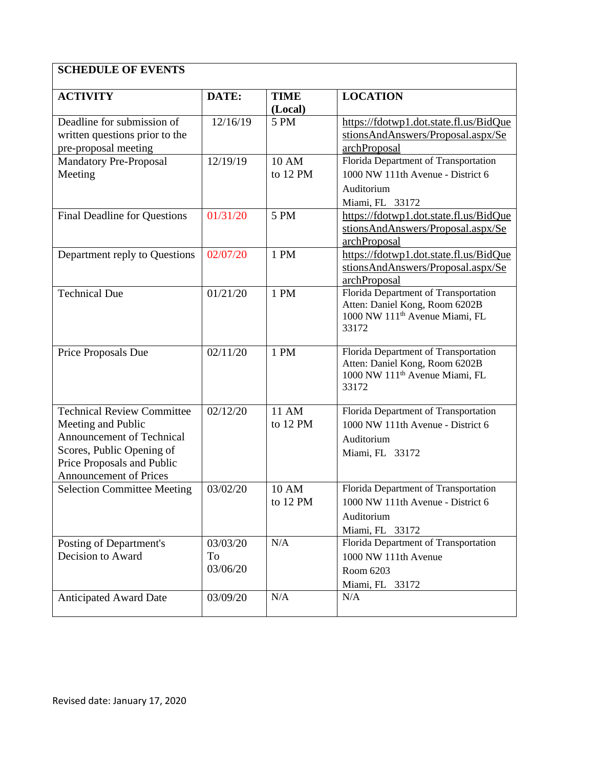| SCHEDULE OF EVENTS | | | |
| --- | --- | --- | --- |
| **ACTIVITY** | **DATE:** | **TIME (Local)** | **LOCATION** |
| Deadline for submission of written questions prior to the pre-proposal meeting | 12/16/19 | 5 PM | https://fdotwp1.dot.state.fl.us/BidQuestionsAndAnswers/Proposal.aspx/SearchProposal |
| Mandatory Pre-Proposal Meeting | 12/19/19 | 10 AM to 12 PM | Florida Department of Transportation 1000 NW 111th Avenue - District 6 Auditorium Miami, FL 33172 |
| Final Deadline for Questions | 01/31/20 | 5 PM | https://fdotwp1.dot.state.fl.us/BidQuestionsAndAnswers/Proposal.aspx/SearchProposal |
| Department reply to Questions | 02/07/20 | 1 PM | https://fdotwp1.dot.state.fl.us/BidQuestionsAndAnswers/Proposal.aspx/SearchProposal |
| Technical Due | 01/21/20 | 1 PM | Florida Department of Transportation Atten: Daniel Kong, Room 6202B 1000 NW 111th Avenue Miami, FL 33172 |
| Price Proposals Due | 02/11/20 | 1 PM | Florida Department of Transportation Atten: Daniel Kong, Room 6202B 1000 NW 111th Avenue Miami, FL 33172 |
| Technical Review Committee Meeting and Public Announcement of Technical Scores, Public Opening of Price Proposals and Public Announcement of Prices | 02/12/20 | 11 AM to 12 PM | Florida Department of Transportation 1000 NW 111th Avenue - District 6 Auditorium Miami, FL 33172 |
| Selection Committee Meeting | 03/02/20 | 10 AM to 12 PM | Florida Department of Transportation 1000 NW 111th Avenue - District 6 Auditorium Miami, FL 33172 |
| Posting of Department's Decision to Award | 03/03/20 To 03/06/20 | N/A | Florida Department of Transportation 1000 NW 111th Avenue Room 6203 Miami, FL 33172 |
| Anticipated Award Date | 03/09/20 | N/A | N/A |

Revised date: January 17, 2020